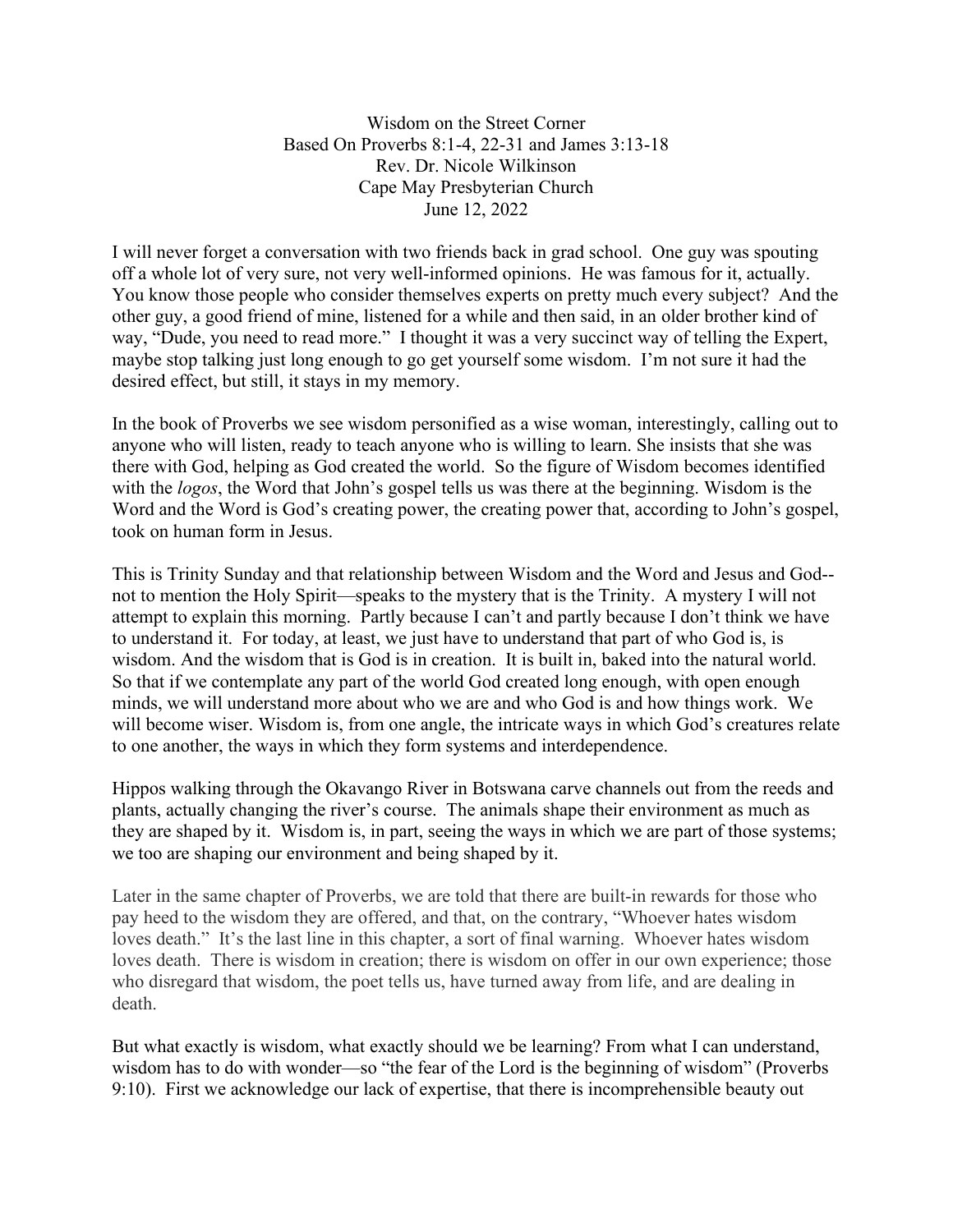# Wisdom on the Street Corner

Based On Proverbs 8:1-4, 22-31 and James 3:13-18
Rev. Dr. Nicole Wilkinson
Cape May Presbyterian Church
June 12, 2022

I will never forget a conversation with two friends back in grad school. One guy was spouting off a whole lot of very sure, not very well-informed opinions. He was famous for it, actually. You know those people who consider themselves experts on pretty much every subject? And the other guy, a good friend of mine, listened for a while and then said, in an older brother kind of way, "Dude, you need to read more." I thought it was a very succinct way of telling the Expert, maybe stop talking just long enough to go get yourself some wisdom. I'm not sure it had the desired effect, but still, it stays in my memory.

In the book of Proverbs we see wisdom personified as a wise woman, interestingly, calling out to anyone who will listen, ready to teach anyone who is willing to learn. She insists that she was there with God, helping as God created the world. So the figure of Wisdom becomes identified with the *logos*, the Word that John's gospel tells us was there at the beginning. Wisdom is the Word and the Word is God's creating power, the creating power that, according to John's gospel, took on human form in Jesus.

This is Trinity Sunday and that relationship between Wisdom and the Word and Jesus and God--not to mention the Holy Spirit—speaks to the mystery that is the Trinity. A mystery I will not attempt to explain this morning. Partly because I can't and partly because I don't think we have to understand it. For today, at least, we just have to understand that part of who God is, is wisdom. And the wisdom that is God is in creation. It is built in, baked into the natural world. So that if we contemplate any part of the world God created long enough, with open enough minds, we will understand more about who we are and who God is and how things work. We will become wiser. Wisdom is, from one angle, the intricate ways in which God's creatures relate to one another, the ways in which they form systems and interdependence.

Hippos walking through the Okavango River in Botswana carve channels out from the reeds and plants, actually changing the river's course. The animals shape their environment as much as they are shaped by it. Wisdom is, in part, seeing the ways in which we are part of those systems; we too are shaping our environment and being shaped by it.

Later in the same chapter of Proverbs, we are told that there are built-in rewards for those who pay heed to the wisdom they are offered, and that, on the contrary, "Whoever hates wisdom loves death." It's the last line in this chapter, a sort of final warning. Whoever hates wisdom loves death. There is wisdom in creation; there is wisdom on offer in our own experience; those who disregard that wisdom, the poet tells us, have turned away from life, and are dealing in death.

But what exactly is wisdom, what exactly should we be learning? From what I can understand, wisdom has to do with wonder—so "the fear of the Lord is the beginning of wisdom" (Proverbs 9:10). First we acknowledge our lack of expertise, that there is incomprehensible beauty out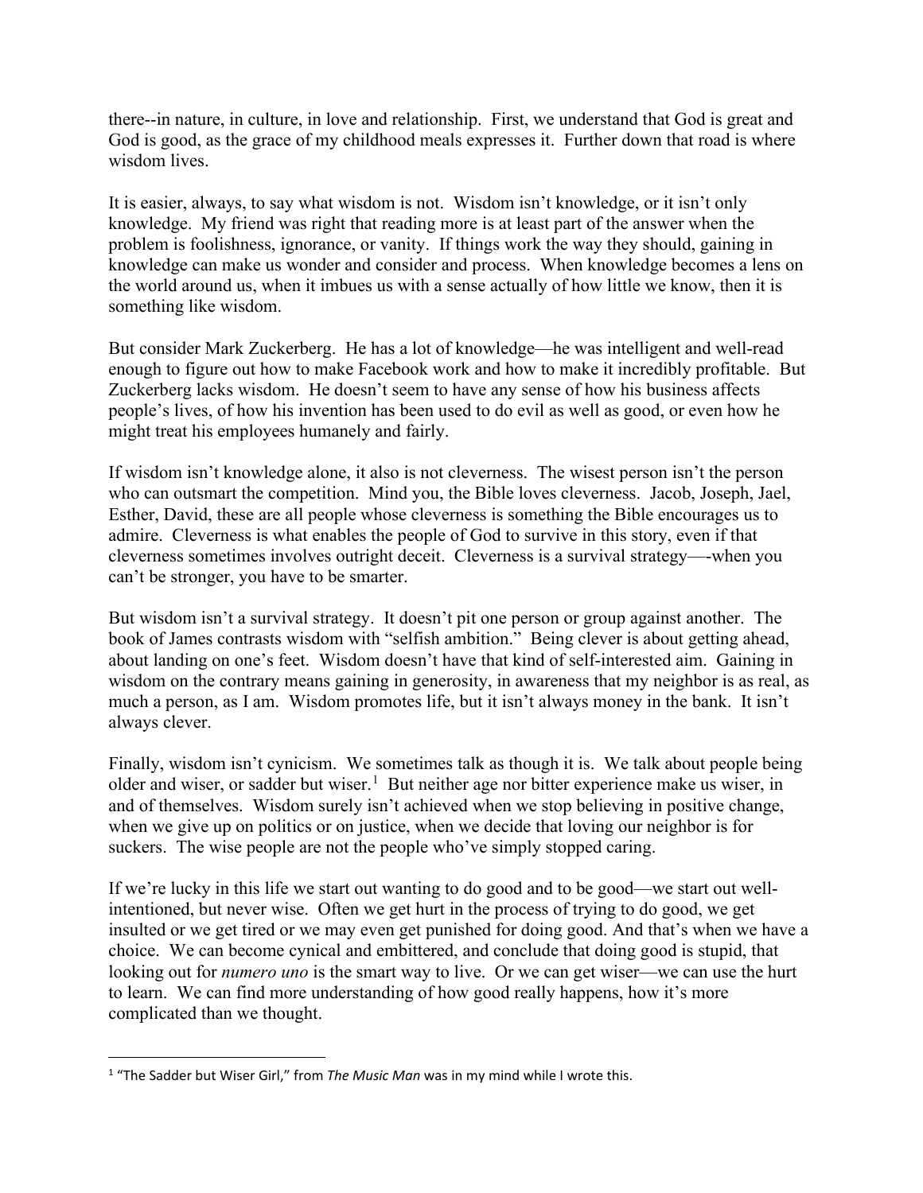there--in nature, in culture, in love and relationship. First, we understand that God is great and God is good, as the grace of my childhood meals expresses it. Further down that road is where wisdom lives.

It is easier, always, to say what wisdom is not. Wisdom isn't knowledge, or it isn't only knowledge. My friend was right that reading more is at least part of the answer when the problem is foolishness, ignorance, or vanity. If things work the way they should, gaining in knowledge can make us wonder and consider and process. When knowledge becomes a lens on the world around us, when it imbues us with a sense actually of how little we know, then it is something like wisdom.

But consider Mark Zuckerberg. He has a lot of knowledge—he was intelligent and well-read enough to figure out how to make Facebook work and how to make it incredibly profitable. But Zuckerberg lacks wisdom. He doesn't seem to have any sense of how his business affects people's lives, of how his invention has been used to do evil as well as good, or even how he might treat his employees humanely and fairly.

If wisdom isn't knowledge alone, it also is not cleverness. The wisest person isn't the person who can outsmart the competition. Mind you, the Bible loves cleverness. Jacob, Joseph, Jael, Esther, David, these are all people whose cleverness is something the Bible encourages us to admire. Cleverness is what enables the people of God to survive in this story, even if that cleverness sometimes involves outright deceit. Cleverness is a survival strategy—-when you can't be stronger, you have to be smarter.

But wisdom isn't a survival strategy. It doesn't pit one person or group against another. The book of James contrasts wisdom with "selfish ambition." Being clever is about getting ahead, about landing on one's feet. Wisdom doesn't have that kind of self-interested aim. Gaining in wisdom on the contrary means gaining in generosity, in awareness that my neighbor is as real, as much a person, as I am. Wisdom promotes life, but it isn't always money in the bank. It isn't always clever.

Finally, wisdom isn't cynicism. We sometimes talk as though it is. We talk about people being older and wiser, or sadder but wiser.[1] But neither age nor bitter experience make us wiser, in and of themselves. Wisdom surely isn't achieved when we stop believing in positive change, when we give up on politics or on justice, when we decide that loving our neighbor is for suckers. The wise people are not the people who've simply stopped caring.

If we're lucky in this life we start out wanting to do good and to be good—we start out well-intentioned, but never wise. Often we get hurt in the process of trying to do good, we get insulted or we get tired or we may even get punished for doing good. And that's when we have a choice. We can become cynical and embittered, and conclude that doing good is stupid, that looking out for *numero uno* is the smart way to live. Or we can get wiser—we can use the hurt to learn. We can find more understanding of how good really happens, how it's more complicated than we thought.

---

[1] "The Sadder but Wiser Girl," from *The Music Man* was in my mind while I wrote this.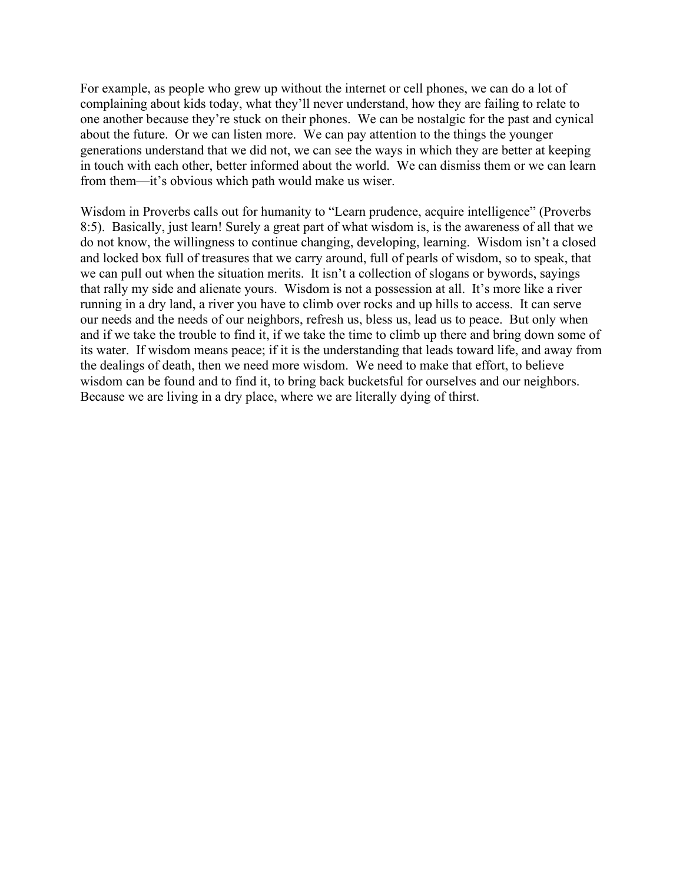For example, as people who grew up without the internet or cell phones, we can do a lot of complaining about kids today, what they'll never understand, how they are failing to relate to one another because they're stuck on their phones. We can be nostalgic for the past and cynical about the future. Or we can listen more. We can pay attention to the things the younger generations understand that we did not, we can see the ways in which they are better at keeping in touch with each other, better informed about the world. We can dismiss them or we can learn from them—it's obvious which path would make us wiser.

Wisdom in Proverbs calls out for humanity to "Learn prudence, acquire intelligence" (Proverbs 8:5). Basically, just learn! Surely a great part of what wisdom is, is the awareness of all that we do not know, the willingness to continue changing, developing, learning. Wisdom isn't a closed and locked box full of treasures that we carry around, full of pearls of wisdom, so to speak, that we can pull out when the situation merits. It isn't a collection of slogans or bywords, sayings that rally my side and alienate yours. Wisdom is not a possession at all. It's more like a river running in a dry land, a river you have to climb over rocks and up hills to access. It can serve our needs and the needs of our neighbors, refresh us, bless us, lead us to peace. But only when and if we take the trouble to find it, if we take the time to climb up there and bring down some of its water. If wisdom means peace; if it is the understanding that leads toward life, and away from the dealings of death, then we need more wisdom. We need to make that effort, to believe wisdom can be found and to find it, to bring back bucketsful for ourselves and our neighbors. Because we are living in a dry place, where we are literally dying of thirst.